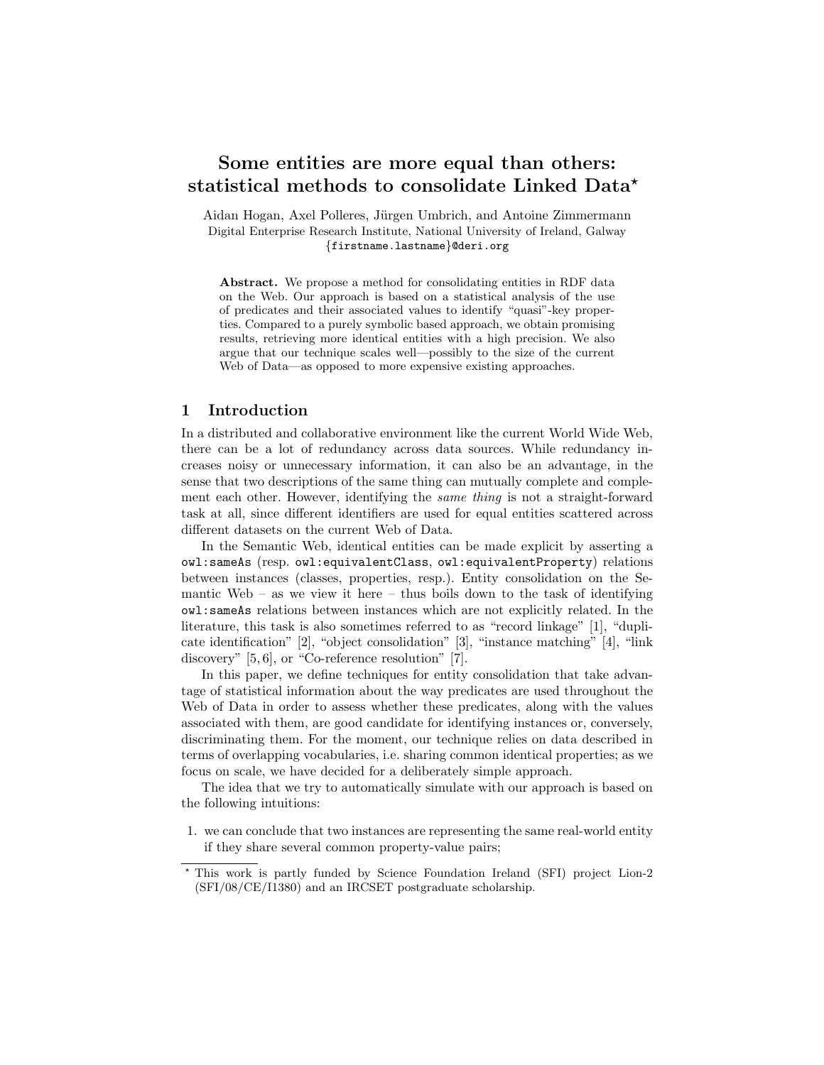# Some entities are more equal than others: statistical methods to consolidate Linked Data*

Aidan Hogan, Axel Polleres, Jürgen Umbrich, and Antoine Zimmermann
Digital Enterprise Research Institute, National University of Ireland, Galway
{firstname.lastname}@deri.org

**Abstract.** We propose a method for consolidating entities in RDF data on the Web. Our approach is based on a statistical analysis of the use of predicates and their associated values to identify "quasi"-key properties. Compared to a purely symbolic based approach, we obtain promising results, retrieving more identical entities with a high precision. We also argue that our technique scales well—possibly to the size of the current Web of Data—as opposed to more expensive existing approaches.

## 1 Introduction

In a distributed and collaborative environment like the current World Wide Web, there can be a lot of redundancy across data sources. While redundancy increases noisy or unnecessary information, it can also be an advantage, in the sense that two descriptions of the same thing can mutually complete and complement each other. However, identifying the *same thing* is not a straight-forward task at all, since different identifiers are used for equal entities scattered across different datasets on the current Web of Data.

In the Semantic Web, identical entities can be made explicit by asserting a `owl:sameAs` (resp. `owl:equivalentClass`, `owl:equivalentProperty`) relations between instances (classes, properties, resp.). Entity consolidation on the Semantic Web – as we view it here – thus boils down to the task of identifying `owl:sameAs` relations between instances which are not explicitly related. In the literature, this task is also sometimes referred to as "record linkage" [1], "duplicate identification" [2], "object consolidation" [3], "instance matching" [4], "link discovery" [5, 6], or "Co-reference resolution" [7].

In this paper, we define techniques for entity consolidation that take advantage of statistical information about the way predicates are used throughout the Web of Data in order to assess whether these predicates, along with the values associated with them, are good candidate for identifying instances or, conversely, discriminating them. For the moment, our technique relies on data described in terms of overlapping vocabularies, i.e. sharing common identical properties; as we focus on scale, we have decided for a deliberately simple approach.

The idea that we try to automatically simulate with our approach is based on the following intuitions:

1. we can conclude that two instances are representing the same real-world entity if they share several common property-value pairs;

---

* This work is partly funded by Science Foundation Ireland (SFI) project Lion-2 (SFI/08/CE/I1380) and an IRCSET postgraduate scholarship.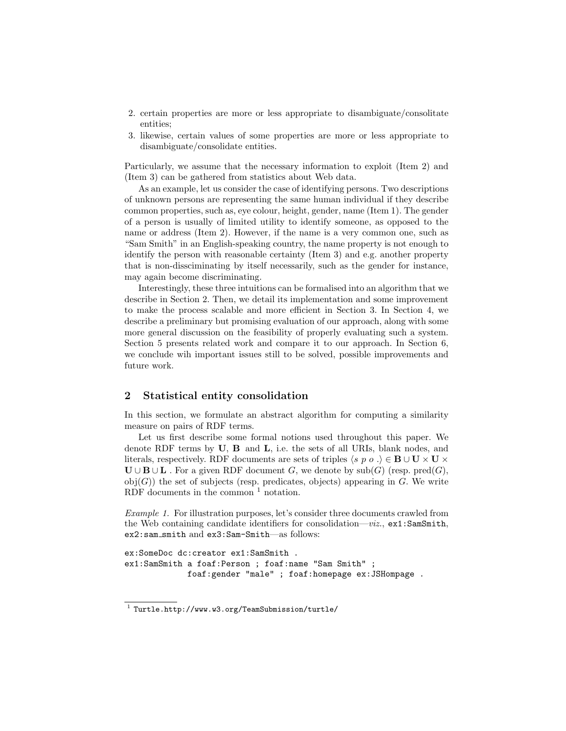2. certain properties are more or less appropriate to disambiguate/consolitate entities;
3. likewise, certain values of some properties are more or less appropriate to disambiguate/consolidate entities.

Particularly, we assume that the necessary information to exploit (Item 2) and (Item 3) can be gathered from statistics about Web data.

As an example, let us consider the case of identifying persons. Two descriptions of unknown persons are representing the same human individual if they describe common properties, such as, eye colour, height, gender, name (Item 1). The gender of a person is usually of limited utility to identify someone, as opposed to the name or address (Item 2). However, if the name is a very common one, such as "Sam Smith" in an English-speaking country, the name property is not enough to identify the person with reasonable certainty (Item 3) and e.g. another property that is non-dissciminating by itself necessarily, such as the gender for instance, may again become discriminating.

Interestingly, these three intuitions can be formalised into an algorithm that we describe in Section 2. Then, we detail its implementation and some improvement to make the process scalable and more efficient in Section 3. In Section 4, we describe a preliminary but promising evaluation of our approach, along with some more general discussion on the feasibility of properly evaluating such a system. Section 5 presents related work and compare it to our approach. In Section 6, we conclude wih important issues still to be solved, possible improvements and future work.

## 2 Statistical entity consolidation

In this section, we formulate an abstract algorithm for computing a similarity measure on pairs of RDF terms.

Let us first describe some formal notions used throughout this paper. We denote RDF terms by $\mathbf{U}$, $\mathbf{B}$ and $\mathbf{L}$, i.e. the sets of all URIs, blank nodes, and literals, respectively. RDF documents are sets of triples $\langle s\ p\ o\ .\rangle \in \mathbf{B} \cup \mathbf{U} \times \mathbf{U} \times \mathbf{U} \cup \mathbf{B} \cup \mathbf{L}$ . For a given RDF document $G$, we denote by $\mathrm{sub}(G)$ (resp. $\mathrm{pred}(G)$, $\mathrm{obj}(G)$) the set of subjects (resp. predicates, objects) appearing in $G$. We write RDF documents in the common [1] notation.

*Example 1.* For illustration purposes, let's consider three documents crawled from the Web containing candidate identifiers for consolidation—*viz.*, `ex1:SamSmith`, `ex2:sam_smith` and `ex3:Sam-Smith`—as follows:

```
ex:SomeDoc dc:creator ex1:SamSmith .
ex1:SamSmith a foaf:Person ; foaf:name "Sam Smith" ;
             foaf:gender "male" ; foaf:homepage ex:JSHompage .
```

[1] Turtle.http://www.w3.org/TeamSubmission/turtle/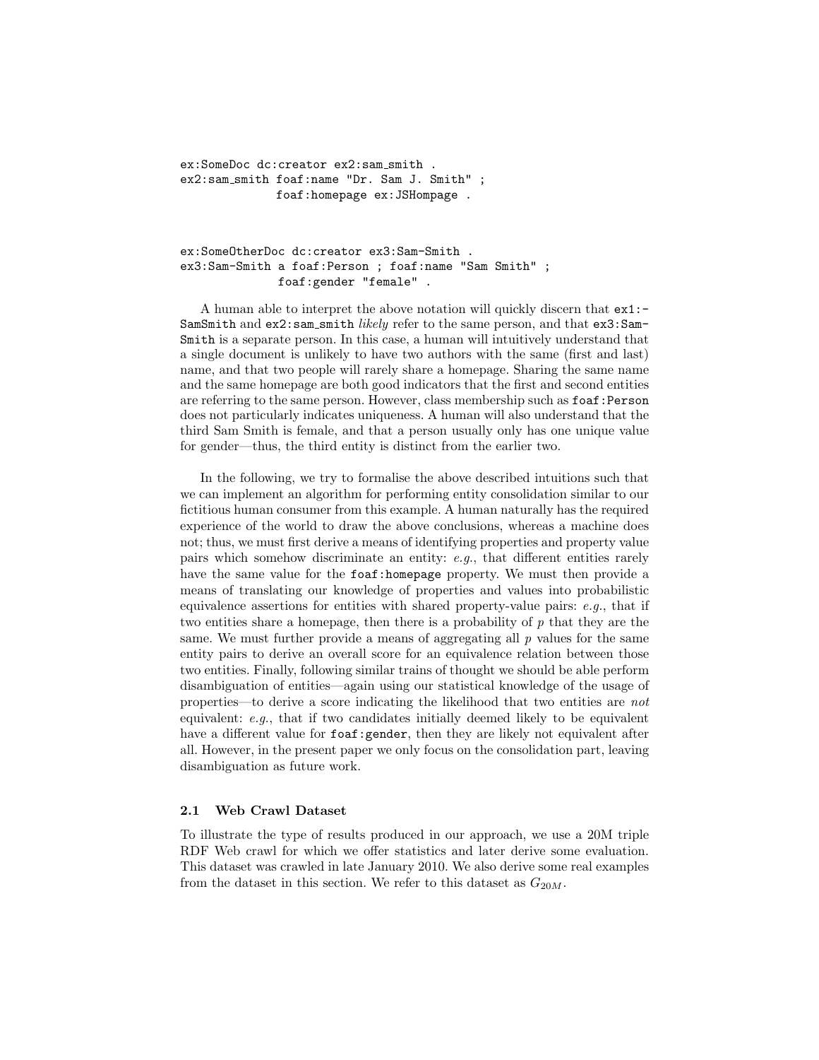```
ex:SomeDoc dc:creator ex2:sam_smith .
ex2:sam_smith foaf:name "Dr. Sam J. Smith" ;
              foaf:homepage ex:JSHompage .
```

```
ex:SomeOtherDoc dc:creator ex3:Sam-Smith .
ex3:Sam-Smith a foaf:Person ; foaf:name "Sam Smith" ;
              foaf:gender "female" .
```

A human able to interpret the above notation will quickly discern that `ex1:-SamSmith` and `ex2:sam_smith` *likely* refer to the same person, and that `ex3:Sam-Smith` is a separate person. In this case, a human will intuitively understand that a single document is unlikely to have two authors with the same (first and last) name, and that two people will rarely share a homepage. Sharing the same name and the same homepage are both good indicators that the first and second entities are referring to the same person. However, class membership such as `foaf:Person` does not particularly indicates uniqueness. A human will also understand that the third Sam Smith is female, and that a person usually only has one unique value for gender—thus, the third entity is distinct from the earlier two.

In the following, we try to formalise the above described intuitions such that we can implement an algorithm for performing entity consolidation similar to our fictitious human consumer from this example. A human naturally has the required experience of the world to draw the above conclusions, whereas a machine does not; thus, we must first derive a means of identifying properties and property value pairs which somehow discriminate an entity: *e.g.*, that different entities rarely have the same value for the `foaf:homepage` property. We must then provide a means of translating our knowledge of properties and values into probabilistic equivalence assertions for entities with shared property-value pairs: *e.g.*, that if two entities share a homepage, then there is a probability of $p$ that they are the same. We must further provide a means of aggregating all $p$ values for the same entity pairs to derive an overall score for an equivalence relation between those two entities. Finally, following similar trains of thought we should be able perform disambiguation of entities—again using our statistical knowledge of the usage of properties—to derive a score indicating the likelihood that two entities are *not* equivalent: *e.g.*, that if two candidates initially deemed likely to be equivalent have a different value for `foaf:gender`, then they are likely not equivalent after all. However, in the present paper we only focus on the consolidation part, leaving disambiguation as future work.

### 2.1 Web Crawl Dataset

To illustrate the type of results produced in our approach, we use a 20M triple RDF Web crawl for which we offer statistics and later derive some evaluation. This dataset was crawled in late January 2010. We also derive some real examples from the dataset in this section. We refer to this dataset as $G_{20M}$.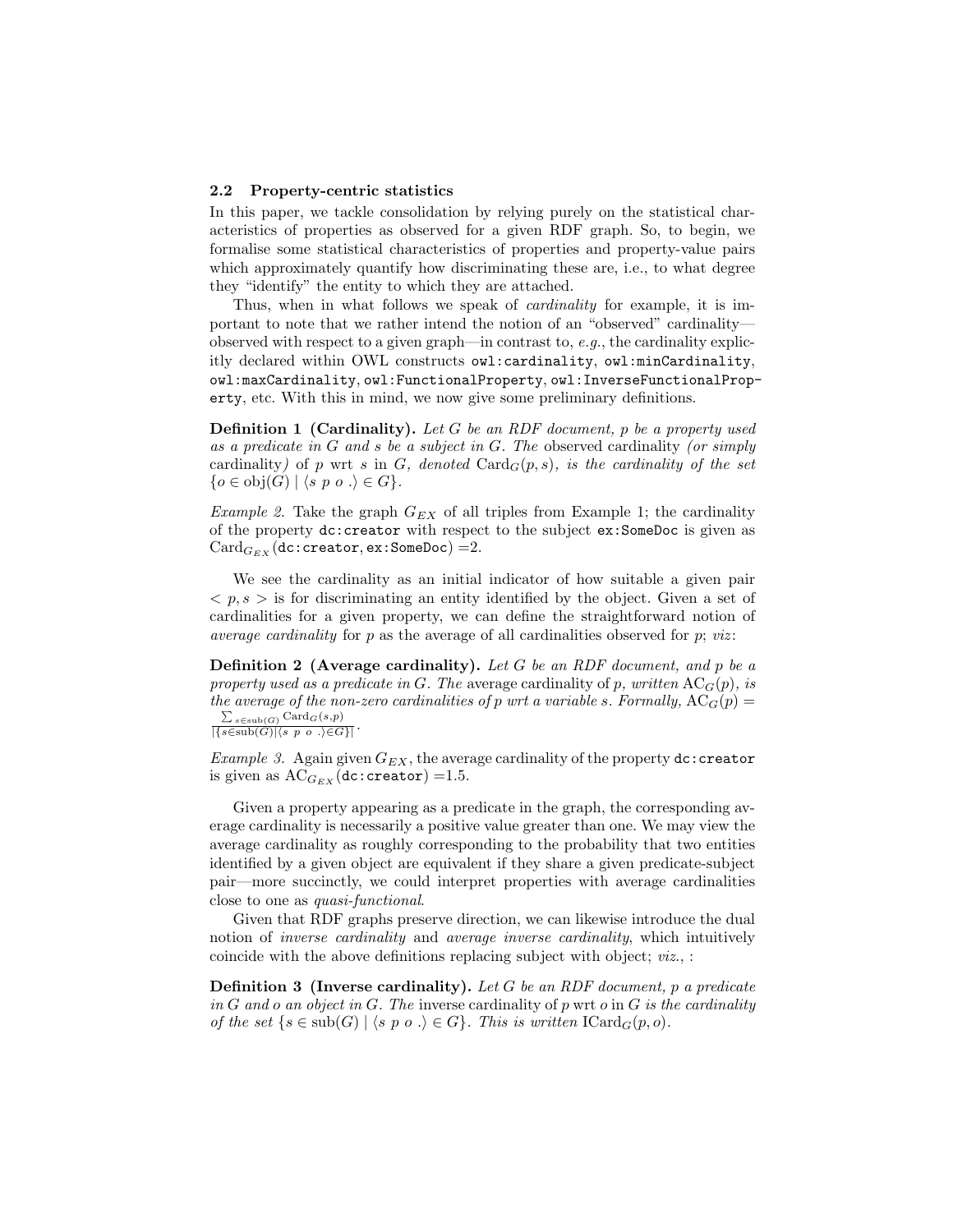### 2.2 Property-centric statistics

In this paper, we tackle consolidation by relying purely on the statistical characteristics of properties as observed for a given RDF graph. So, to begin, we formalise some statistical characteristics of properties and property-value pairs which approximately quantify how discriminating these are, i.e., to what degree they "identify" the entity to which they are attached.

Thus, when in what follows we speak of *cardinality* for example, it is important to note that we rather intend the notion of an "observed" cardinality—observed with respect to a given graph—in contrast to, *e.g.*, the cardinality explicitly declared within OWL constructs `owl:cardinality`, `owl:minCardinality`, `owl:maxCardinality`, `owl:FunctionalProperty`, `owl:InverseFunctionalProperty`, etc. With this in mind, we now give some preliminary definitions.

**Definition 1 (Cardinality).** *Let $G$ be an RDF document, $p$ be a property used as a predicate in $G$ and $s$ be a subject in $G$. The* observed cardinality *(or simply* cardinality*) of $p$ wrt $s$ in $G$, denoted $\mathrm{Card}_G(p, s)$, is the cardinality of the set $\{o \in \mathrm{obj}(G) \mid \langle s\ p\ o\ .\rangle \in G\}$.*

*Example 2.* Take the graph $G_{EX}$ of all triples from Example 1; the cardinality of the property `dc:creator` with respect to the subject `ex:SomeDoc` is given as $\mathrm{Card}_{G_{EX}}(\texttt{dc:creator}, \texttt{ex:SomeDoc})$ =2.

We see the cardinality as an initial indicator of how suitable a given pair $< p, s >$ is for discriminating an entity identified by the object. Given a set of cardinalities for a given property, we can define the straightforward notion of *average cardinality* for $p$ as the average of all cardinalities observed for $p$; *viz*:

**Definition 2 (Average cardinality).** *Let $G$ be an RDF document, and $p$ be a property used as a predicate in $G$. The* average cardinality *of $p$, written $\mathrm{AC}_G(p)$, is the average of the non-zero cardinalities of $p$ wrt a variable $s$. Formally, $\mathrm{AC}_G(p) = \frac{\sum_{s \in \mathrm{sub}(G)} \mathrm{Card}_G(s,p)}{|\{s \in \mathrm{sub}(G) | \langle s\ p\ o\ .\rangle \in G\}|}$.*

*Example 3.* Again given $G_{EX}$, the average cardinality of the property `dc:creator` is given as $\mathrm{AC}_{G_{EX}}(\texttt{dc:creator})$ =1.5.

Given a property appearing as a predicate in the graph, the corresponding average cardinality is necessarily a positive value greater than one. We may view the average cardinality as roughly corresponding to the probability that two entities identified by a given object are equivalent if they share a given predicate-subject pair—more succinctly, we could interpret properties with average cardinalities close to one as *quasi-functional*.

Given that RDF graphs preserve direction, we can likewise introduce the dual notion of *inverse cardinality* and *average inverse cardinality*, which intuitively coincide with the above definitions replacing subject with object; *viz.*, :

**Definition 3 (Inverse cardinality).** *Let $G$ be an RDF document, $p$ a predicate in $G$ and $o$ an object in $G$. The* inverse cardinality *of $p$* wrt *$o$* in *$G$ is the cardinality of the set $\{s \in \mathrm{sub}(G) \mid \langle s\ p\ o\ .\rangle \in G\}$. This is written $\mathrm{ICard}_G(p, o)$.*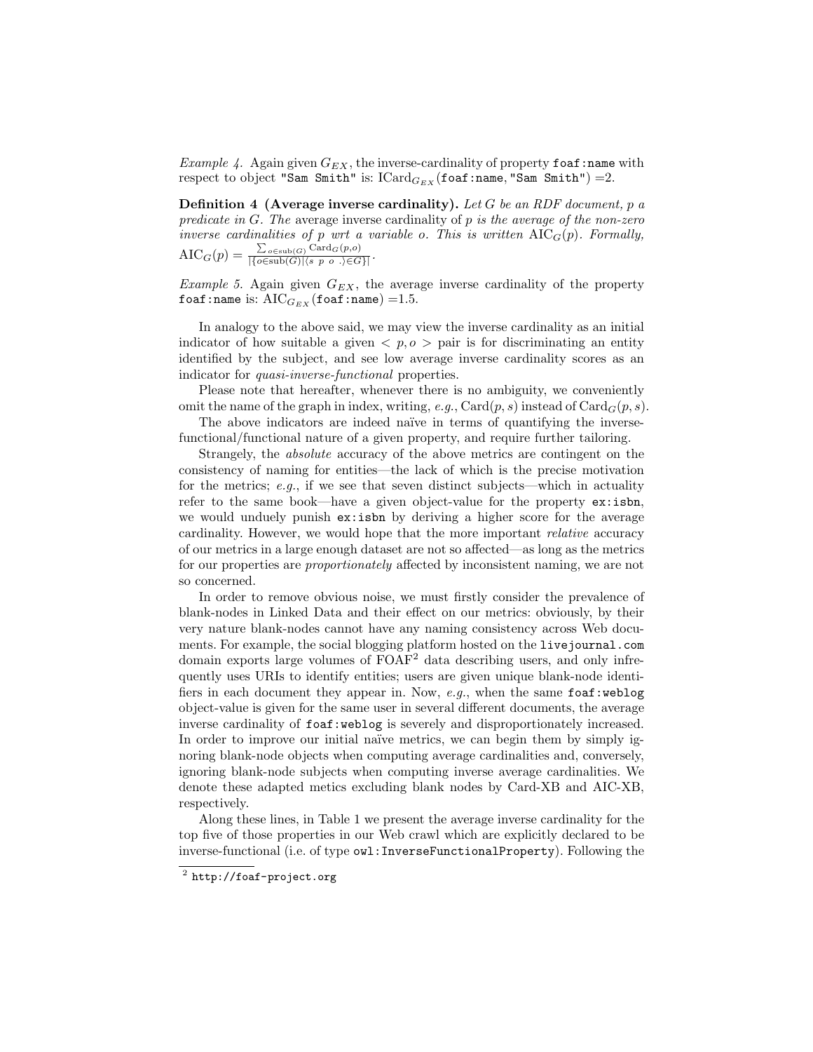*Example 4.* Again given $G_{EX}$, the inverse-cardinality of property `foaf:name` with respect to object `"Sam Smith"` is: $\text{ICard}_{G_{EX}}(\texttt{foaf:name}, \texttt{"Sam Smith"}) = 2$.

**Definition 4 (Average inverse cardinality).** *Let $G$ be an RDF document, $p$ a predicate in $G$. The* average inverse cardinality *of $p$ is the average of the non-zero inverse cardinalities of $p$ wrt a variable $o$. This is written $\text{AIC}_G(p)$. Formally,* $\text{AIC}_G(p) = \frac{\sum_{o \in \text{sub}(G)} \text{Card}_G(p,o)}{|\{o \in \text{sub}(G) | \langle s\ p\ o\ .\rangle \in G\}|}$.

*Example 5.* Again given $G_{EX}$, the average inverse cardinality of the property `foaf:name` is: $\text{AIC}_{G_{EX}}(\texttt{foaf:name}) = 1.5$.

In analogy to the above said, we may view the inverse cardinality as an initial indicator of how suitable a given $< p, o >$ pair is for discriminating an entity identified by the subject, and see low average inverse cardinality scores as an indicator for *quasi-inverse-functional* properties.

Please note that hereafter, whenever there is no ambiguity, we conveniently omit the name of the graph in index, writing, *e.g.*, $\text{Card}(p, s)$ instead of $\text{Card}_G(p, s)$.

The above indicators are indeed naïve in terms of quantifying the inverse-functional/functional nature of a given property, and require further tailoring.

Strangely, the *absolute* accuracy of the above metrics are contingent on the consistency of naming for entities—the lack of which is the precise motivation for the metrics; *e.g.*, if we see that seven distinct subjects—which in actuality refer to the same book—have a given object-value for the property `ex:isbn`, we would unduely punish `ex:isbn` by deriving a higher score for the average cardinality. However, we would hope that the more important *relative* accuracy of our metrics in a large enough dataset are not so affected—as long as the metrics for our properties are *proportionately* affected by inconsistent naming, we are not so concerned.

In order to remove obvious noise, we must firstly consider the prevalence of blank-nodes in Linked Data and their effect on our metrics: obviously, by their very nature blank-nodes cannot have any naming consistency across Web documents. For example, the social blogging platform hosted on the `livejournal.com` domain exports large volumes of FOAF[2] data describing users, and only infrequently uses URIs to identify entities; users are given unique blank-node identifiers in each document they appear in. Now, *e.g.*, when the same `foaf:weblog` object-value is given for the same user in several different documents, the average inverse cardinality of `foaf:weblog` is severely and disproportionately increased. In order to improve our initial naïve metrics, we can begin them by simply ignoring blank-node objects when computing average cardinalities and, conversely, ignoring blank-node subjects when computing inverse average cardinalities. We denote these adapted metics excluding blank nodes by Card-XB and AIC-XB, respectively.

Along these lines, in Table 1 we present the average inverse cardinality for the top five of those properties in our Web crawl which are explicitly declared to be inverse-functional (i.e. of type `owl:InverseFunctionalProperty`). Following the

[2] http://foaf-project.org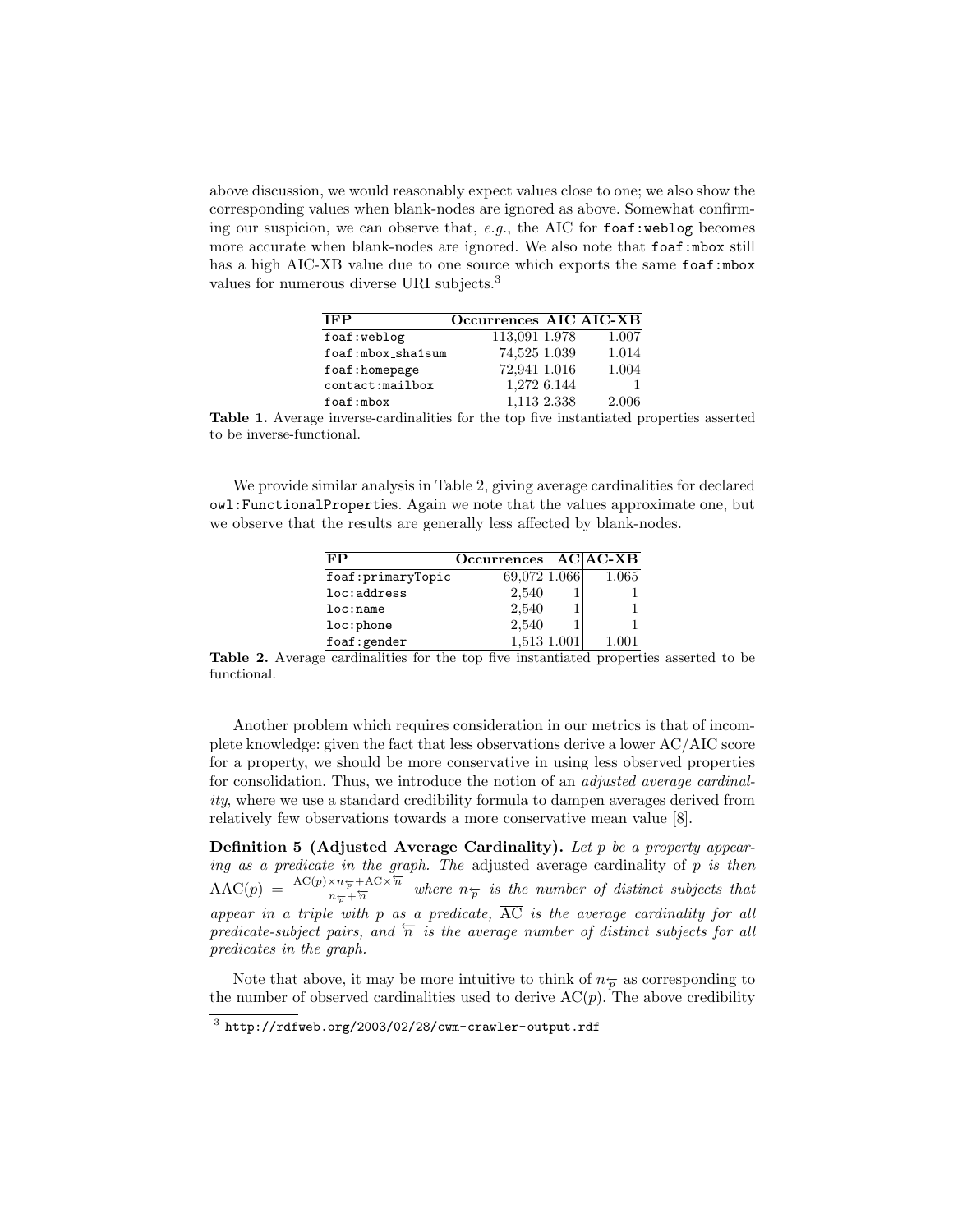above discussion, we would reasonably expect values close to one; we also show the corresponding values when blank-nodes are ignored as above. Somewhat confirming our suspicion, we can observe that, *e.g.*, the AIC for `foaf:weblog` becomes more accurate when blank-nodes are ignored. We also note that `foaf:mbox` still has a high AIC-XB value due to one source which exports the same `foaf:mbox` values for numerous diverse URI subjects.[3]

| IFP | Occurrences | AIC | AIC-XB |
|---|---|---|---|
| `foaf:weblog` | 113,091 | 1.978 | 1.007 |
| `foaf:mbox_sha1sum` | 74,525 | 1.039 | 1.014 |
| `foaf:homepage` | 72,941 | 1.016 | 1.004 |
| `contact:mailbox` | 1,272 | 6.144 | 1 |
| `foaf:mbox` | 1,113 | 2.338 | 2.006 |

**Table 1.** Average inverse-cardinalities for the top five instantiated properties asserted to be inverse-functional.

We provide similar analysis in Table 2, giving average cardinalities for declared `owl:FunctionalProperty`ies. Again we note that the values approximate one, but we observe that the results are generally less affected by blank-nodes.

| FP | Occurrences | AC | AC-XB |
|---|---|---|---|
| `foaf:primaryTopic` | 69,072 | 1.066 | 1.065 |
| `loc:address` | 2,540 | 1 | 1 |
| `loc:name` | 2,540 | 1 | 1 |
| `loc:phone` | 2,540 | 1 | 1 |
| `foaf:gender` | 1,513 | 1.001 | 1.001 |

**Table 2.** Average cardinalities for the top five instantiated properties asserted to be functional.

Another problem which requires consideration in our metrics is that of incomplete knowledge: given the fact that less observations derive a lower AC/AIC score for a property, we should be more conservative in using less observed properties for consolidation. Thus, we introduce the notion of an *adjusted average cardinality*, where we use a standard credibility formula to dampen averages derived from relatively few observations towards a more conservative mean value [8].

**Definition 5 (Adjusted Average Cardinality).** *Let $p$ be a property appearing as a predicate in the graph. The* adjusted average cardinality *of $p$ is then $\mathrm{AAC}(p) = \frac{\mathrm{AC}(p) \times n_{\overleftarrow{p}} + \overline{\mathrm{AC}} \times \overleftarrow{n}}{n_{\overleftarrow{p}} + \overleftarrow{n}}$ where $n_{\overleftarrow{p}}$ is the number of distinct subjects that appear in a triple with $p$ as a predicate, $\overline{\mathrm{AC}}$ is the average cardinality for all predicate-subject pairs, and $\overleftarrow{n}$ is the average number of distinct subjects for all predicates in the graph.*

Note that above, it may be more intuitive to think of $n_{\overleftarrow{p}}$ as corresponding to the number of observed cardinalities used to derive $\mathrm{AC}(p)$. The above credibility

[3] http://rdfweb.org/2003/02/28/cwm-crawler-output.rdf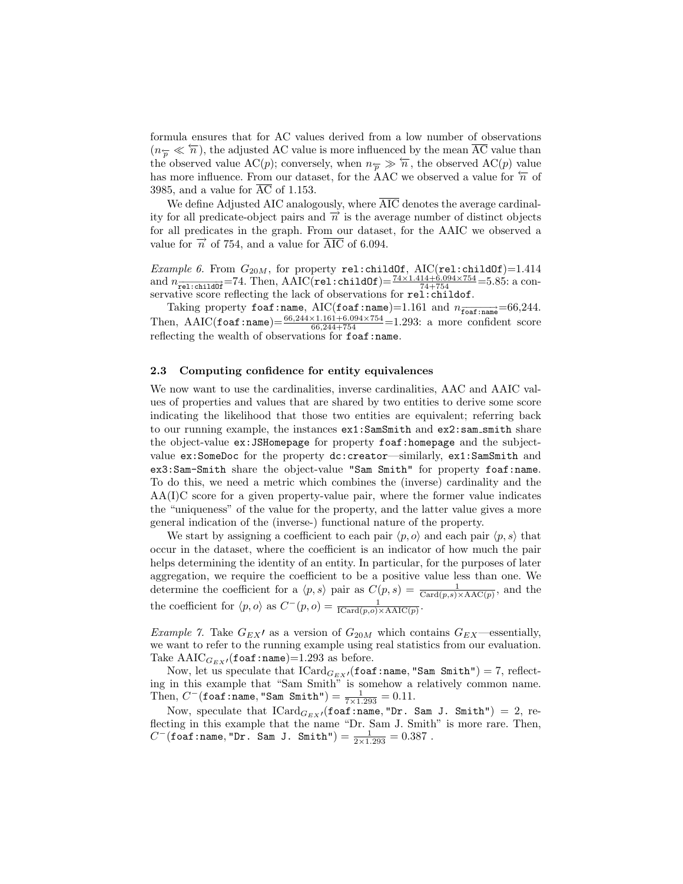formula ensures that for AC values derived from a low number of observations ($n_{\overleftarrow{p}} \ll \overleftarrow{n}$), the adjusted AC value is more influenced by the mean $\overline{\text{AC}}$ value than the observed value AC($p$); conversely, when $n_{\overleftarrow{p}} \gg \overleftarrow{n}$, the observed AC($p$) value has more influence. From our dataset, for the AAC we observed a value for $\overleftarrow{n}$ of 3985, and a value for $\overline{\text{AC}}$ of 1.153.

We define Adjusted AIC analogously, where $\overline{\text{AIC}}$ denotes the average cardinality for all predicate-object pairs and $\overrightarrow{n}$ is the average number of distinct objects for all predicates in the graph. From our dataset, for the AAIC we observed a value for $\overrightarrow{n}$ of 754, and a value for $\overline{\text{AIC}}$ of 6.094.

*Example 6.* From $G_{20M}$, for property `rel:childOf`, AIC(`rel:childOf`)=1.414 and $n_{\overrightarrow{\texttt{rel:childOf}}}$=74. Then, AAIC(`rel:childOf`)=$\frac{74 \times 1.414 + 6.094 \times 754}{74+754}$=5.85: a conservative score reflecting the lack of observations for `rel:childof`.

Taking property `foaf:name`, AIC(`foaf:name`)=1.161 and $n_{\overrightarrow{\texttt{foaf:name}}}$=66,244. Then, AAIC(`foaf:name`)=$\frac{66{,}244 \times 1.161 + 6.094 \times 754}{66{,}244+754}$=1.293: a more confident score reflecting the wealth of observations for `foaf:name`.

### 2.3 Computing confidence for entity equivalences

We now want to use the cardinalities, inverse cardinalities, AAC and AAIC values of properties and values that are shared by two entities to derive some score indicating the likelihood that those two entities are equivalent; referring back to our running example, the instances `ex1:SamSmith` and `ex2:sam_smith` share the object-value `ex:JSHomepage` for property `foaf:homepage` and the subject-value `ex:SomeDoc` for the property `dc:creator`—similarly, `ex1:SamSmith` and `ex3:Sam-Smith` share the object-value `"Sam Smith"` for property `foaf:name`. To do this, we need a metric which combines the (inverse) cardinality and the AA(I)C score for a given property-value pair, where the former value indicates the "uniqueness" of the value for the property, and the latter value gives a more general indication of the (inverse-) functional nature of the property.

We start by assigning a coefficient to each pair $\langle p, o\rangle$ and each pair $\langle p, s\rangle$ that occur in the dataset, where the coefficient is an indicator of how much the pair helps determining the identity of an entity. In particular, for the purposes of later aggregation, we require the coefficient to be a positive value less than one. We determine the coefficient for a $\langle p, s\rangle$ pair as $C(p, s) = \frac{1}{\text{Card}(p,s) \times \text{AAC}(p)}$, and the the coefficient for $\langle p, o\rangle$ as $C^{-}(p, o) = \frac{1}{\text{ICard}(p,o) \times \text{AAIC}(p)}$.

*Example 7.* Take $G_{EX'}$ as a version of $G_{20M}$ which contains $G_{EX}$—essentially, we want to refer to the running example using real statistics from our evaluation. Take $\text{AAIC}_{G_{EX'}}$(`foaf:name`)=1.293 as before.

Now, let us speculate that $\text{ICard}_{G_{EX'}}$(`foaf:name`, `"Sam Smith"`) = 7, reflecting in this example that "Sam Smith" is somehow a relatively common name. Then, $C^{-}$(`foaf:name`, `"Sam Smith"`) = $\frac{1}{7 \times 1.293} = 0.11$.

Now, speculate that $\text{ICard}_{G_{EX'}}$(`foaf:name`, `"Dr. Sam J. Smith"`) = 2, reflecting in this example that the name "Dr. Sam J. Smith" is more rare. Then, $C^{-}$(`foaf:name`, `"Dr. Sam J. Smith"`) = $\frac{1}{2 \times 1.293} = 0.387$ .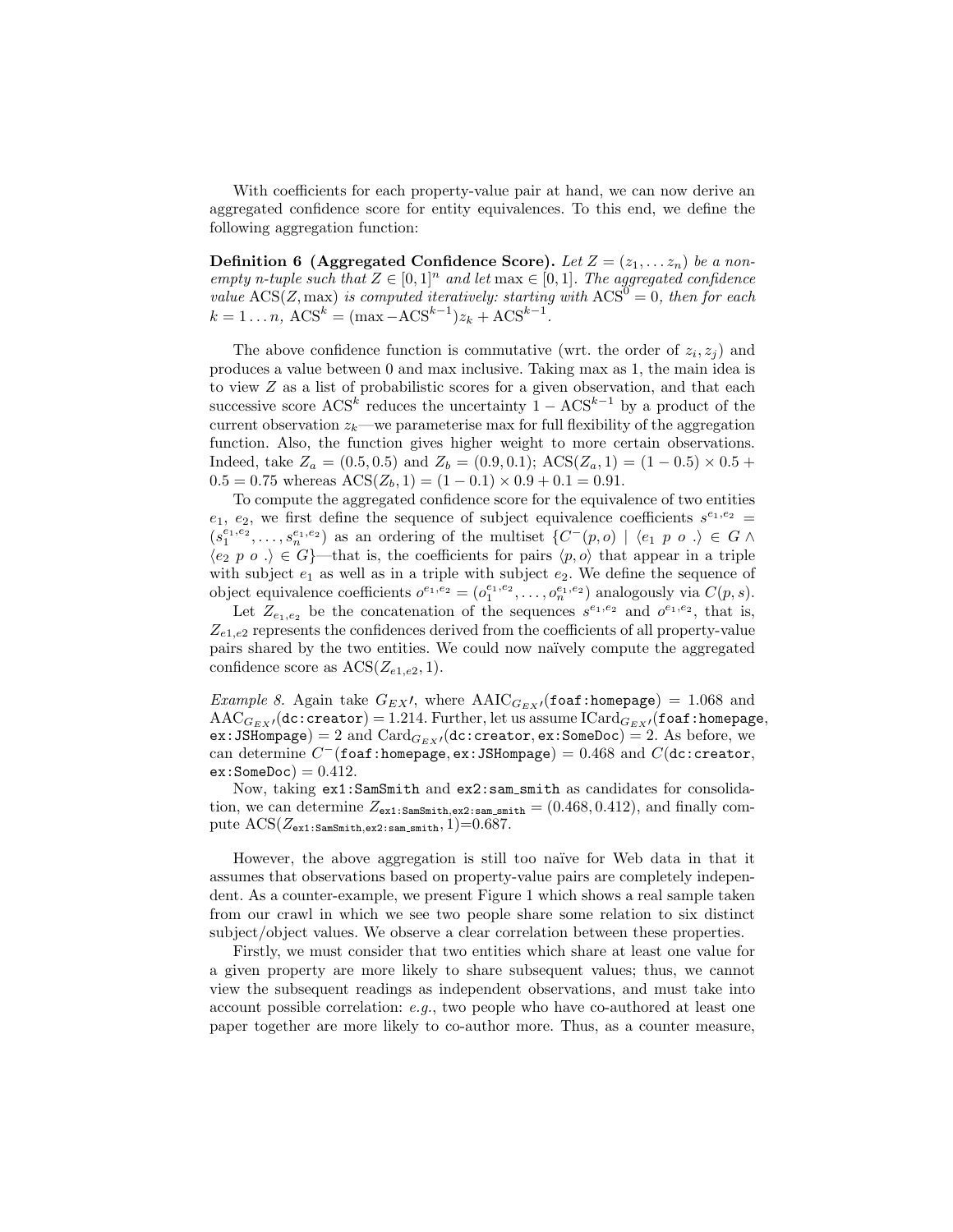With coefficients for each property-value pair at hand, we can now derive an aggregated confidence score for entity equivalences. To this end, we define the following aggregation function:

**Definition 6 (Aggregated Confidence Score).** *Let $Z = (z_1, \ldots z_n)$ be a non-empty n-tuple such that $Z \in [0,1]^n$ and let $\max \in [0,1]$. The aggregated confidence value $\mathrm{ACS}(Z, \max)$ is computed iteratively: starting with $\mathrm{ACS}^0 = 0$, then for each $k = 1 \ldots n$, $\mathrm{ACS}^k = (\max - \mathrm{ACS}^{k-1})z_k + \mathrm{ACS}^{k-1}$.*

The above confidence function is commutative (wrt. the order of $z_i, z_j$) and produces a value between 0 and max inclusive. Taking max as 1, the main idea is to view $Z$ as a list of probabilistic scores for a given observation, and that each successive score $\mathrm{ACS}^k$ reduces the uncertainty $1 - \mathrm{ACS}^{k-1}$ by a product of the current observation $z_k$—we parameterise max for full flexibility of the aggregation function. Also, the function gives higher weight to more certain observations. Indeed, take $Z_a = (0.5, 0.5)$ and $Z_b = (0.9, 0.1)$; $\mathrm{ACS}(Z_a, 1) = (1 - 0.5) \times 0.5 + 0.5 = 0.75$ whereas $\mathrm{ACS}(Z_b, 1) = (1 - 0.1) \times 0.9 + 0.1 = 0.91$.

To compute the aggregated confidence score for the equivalence of two entities $e_1$, $e_2$, we first define the sequence of subject equivalence coefficients $s^{e_1,e_2} = (s_1^{e_1,e_2}, \ldots, s_n^{e_1,e_2})$ as an ordering of the multiset $\{C^-(p,o) \mid \langle e_1\ p\ o\ .\rangle \in G \wedge \langle e_2\ p\ o\ .\rangle \in G\}$—that is, the coefficients for pairs $\langle p, o\rangle$ that appear in a triple with subject $e_1$ as well as in a triple with subject $e_2$. We define the sequence of object equivalence coefficients $o^{e_1,e_2} = (o_1^{e_1,e_2}, \ldots, o_n^{e_1,e_2})$ analogously via $C(p,s)$.

Let $Z_{e_1,e_2}$ be the concatenation of the sequences $s^{e_1,e_2}$ and $o^{e_1,e_2}$, that is, $Z_{e1,e2}$ represents the confidences derived from the coefficients of all property-value pairs shared by the two entities. We could now naïvely compute the aggregated confidence score as $\mathrm{ACS}(Z_{e1,e2}, 1)$.

*Example 8.* Again take $G_{EX'}$, where $\mathrm{AAIC}_{G_{EX'}}(\texttt{foaf:homepage}) = 1.068$ and $\mathrm{AAC}_{G_{EX'}}(\texttt{dc:creator}) = 1.214$. Further, let us assume $\mathrm{ICard}_{G_{EX'}}(\texttt{foaf:homepage}, \texttt{ex:JSHompage}) = 2$ and $\mathrm{Card}_{G_{EX'}}(\texttt{dc:creator}, \texttt{ex:SomeDoc}) = 2$. As before, we can determine $C^-(\texttt{foaf:homepage}, \texttt{ex:JSHompage}) = 0.468$ and $C(\texttt{dc:creator}, \texttt{ex:SomeDoc}) = 0.412$.

Now, taking `ex1:SamSmith` and `ex2:sam_smith` as candidates for consolidation, we can determine $Z_{\texttt{ex1:SamSmith},\texttt{ex2:sam\_smith}} = (0.468, 0.412)$, and finally compute $\mathrm{ACS}(Z_{\texttt{ex1:SamSmith},\texttt{ex2:sam\_smith}}, 1)$=0.687.

However, the above aggregation is still too naïve for Web data in that it assumes that observations based on property-value pairs are completely independent. As a counter-example, we present Figure 1 which shows a real sample taken from our crawl in which we see two people share some relation to six distinct subject/object values. We observe a clear correlation between these properties.

Firstly, we must consider that two entities which share at least one value for a given property are more likely to share subsequent values; thus, we cannot view the subsequent readings as independent observations, and must take into account possible correlation: *e.g.*, two people who have co-authored at least one paper together are more likely to co-author more. Thus, as a counter measure,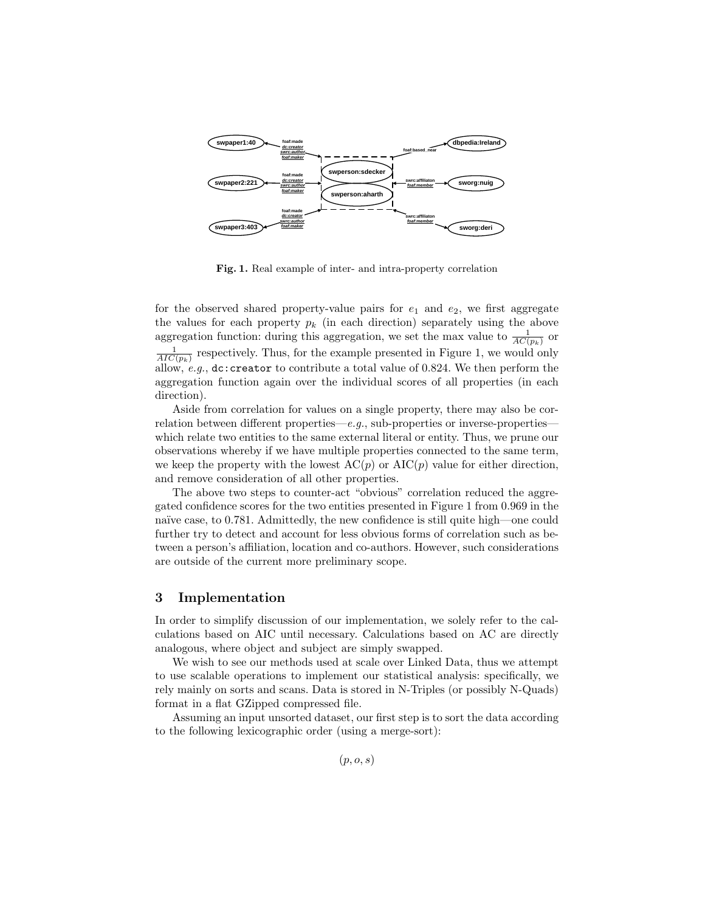**Fig. 1.** Real example of inter- and intra-property correlation

for the observed shared property-value pairs for $e_1$ and $e_2$, we first aggregate the values for each property $p_k$ (in each direction) separately using the above aggregation function: during this aggregation, we set the max value to $\frac{1}{AC(p_k)}$ or $\frac{1}{AIC(p_k)}$ respectively. Thus, for the example presented in Figure 1, we would only allow, *e.g.*, `dc:creator` to contribute a total value of 0.824. We then perform the aggregation function again over the individual scores of all properties (in each direction).

Aside from correlation for values on a single property, there may also be correlation between different properties—*e.g.*, sub-properties or inverse-properties—which relate two entities to the same external literal or entity. Thus, we prune our observations whereby if we have multiple properties connected to the same term, we keep the property with the lowest AC($p$) or AIC($p$) value for either direction, and remove consideration of all other properties.

The above two steps to counter-act "obvious" correlation reduced the aggregated confidence scores for the two entities presented in Figure 1 from 0.969 in the naïve case, to 0.781. Admittedly, the new confidence is still quite high—one could further try to detect and account for less obvious forms of correlation such as between a person's affiliation, location and co-authors. However, such considerations are outside of the current more preliminary scope.

## 3 Implementation

In order to simplify discussion of our implementation, we solely refer to the calculations based on AIC until necessary. Calculations based on AC are directly analogous, where object and subject are simply swapped.

We wish to see our methods used at scale over Linked Data, thus we attempt to use scalable operations to implement our statistical analysis: specifically, we rely mainly on sorts and scans. Data is stored in N-Triples (or possibly N-Quads) format in a flat GZipped compressed file.

Assuming an input unsorted dataset, our first step is to sort the data according to the following lexicographic order (using a merge-sort):

$$(p, o, s)$$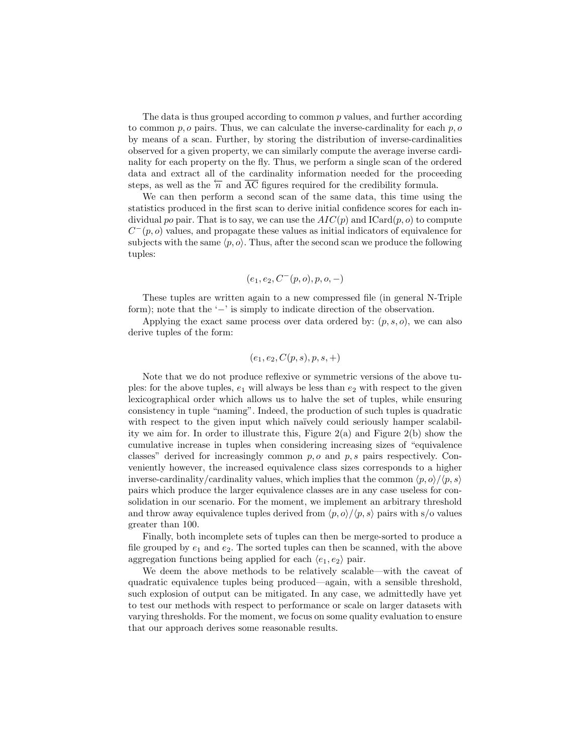The data is thus grouped according to common $p$ values, and further according to common $p, o$ pairs. Thus, we can calculate the inverse-cardinality for each $p, o$ by means of a scan. Further, by storing the distribution of inverse-cardinalities observed for a given property, we can similarly compute the average inverse cardinality for each property on the fly. Thus, we perform a single scan of the ordered data and extract all of the cardinality information needed for the proceeding steps, as well as the $\overleftarrow{n}$ and $\overline{\text{AC}}$ figures required for the credibility formula.

We can then perform a second scan of the same data, this time using the statistics produced in the first scan to derive initial confidence scores for each individual *po* pair. That is to say, we can use the $AIC(p)$ and $\text{ICard}(p, o)$ to compute $C^{-}(p, o)$ values, and propagate these values as initial indicators of equivalence for subjects with the same $\langle p, o \rangle$. Thus, after the second scan we produce the following tuples:

$$(e_1, e_2, C^{-}(p, o), p, o, -)$$

These tuples are written again to a new compressed file (in general N-Triple form); note that the '$-$' is simply to indicate direction of the observation.

Applying the exact same process over data ordered by: $(p, s, o)$, we can also derive tuples of the form:

$$(e_1, e_2, C(p, s), p, s, +)$$

Note that we do not produce reflexive or symmetric versions of the above tuples: for the above tuples, $e_1$ will always be less than $e_2$ with respect to the given lexicographical order which allows us to halve the set of tuples, while ensuring consistency in tuple "naming". Indeed, the production of such tuples is quadratic with respect to the given input which naïvely could seriously hamper scalability we aim for. In order to illustrate this, Figure 2(a) and Figure 2(b) show the cumulative increase in tuples when considering increasing sizes of "equivalence classes" derived for increasingly common $p, o$ and $p, s$ pairs respectively. Conveniently however, the increased equivalence class sizes corresponds to a higher inverse-cardinality/cardinality values, which implies that the common $\langle p, o \rangle / \langle p, s \rangle$ pairs which produce the larger equivalence classes are in any case useless for consolidation in our scenario. For the moment, we implement an arbitrary threshold and throw away equivalence tuples derived from $\langle p, o \rangle / \langle p, s \rangle$ pairs with s/o values greater than 100.

Finally, both incomplete sets of tuples can then be merge-sorted to produce a file grouped by $e_1$ and $e_2$. The sorted tuples can then be scanned, with the above aggregation functions being applied for each $\langle e_1, e_2 \rangle$ pair.

We deem the above methods to be relatively scalable—with the caveat of quadratic equivalence tuples being produced—again, with a sensible threshold, such explosion of output can be mitigated. In any case, we admittedly have yet to test our methods with respect to performance or scale on larger datasets with varying thresholds. For the moment, we focus on some quality evaluation to ensure that our approach derives some reasonable results.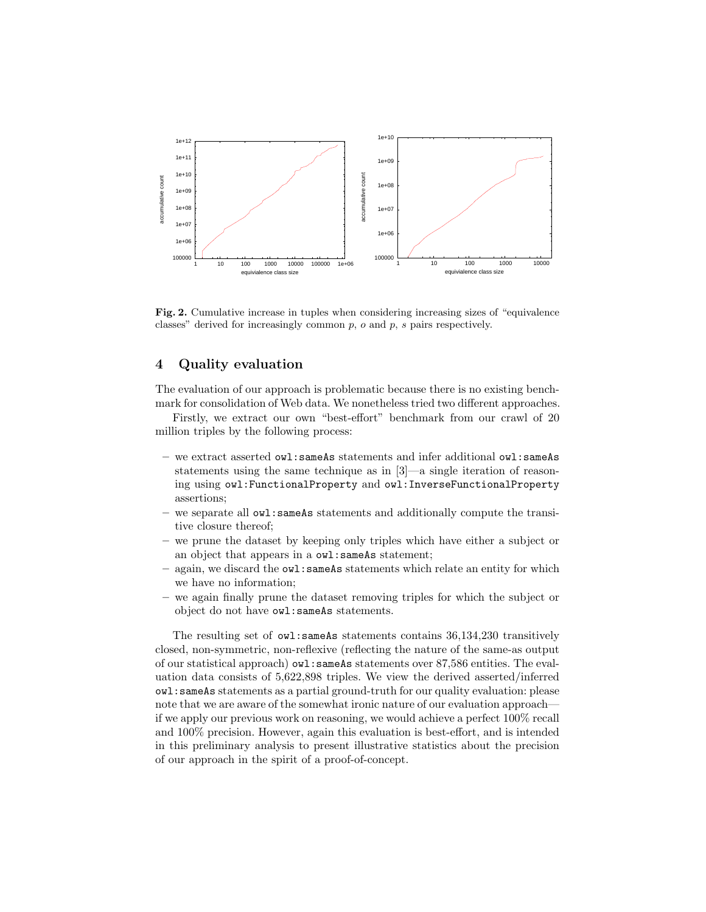**Fig. 2.** Cumulative increase in tuples when considering increasing sizes of "equivalence classes" derived for increasingly common $p$, $o$ and $p$, $s$ pairs respectively.

## 4 Quality evaluation

The evaluation of our approach is problematic because there is no existing benchmark for consolidation of Web data. We nonetheless tried two different approaches.

Firstly, we extract our own "best-effort" benchmark from our crawl of 20 million triples by the following process:

- we extract asserted `owl:sameAs` statements and infer additional `owl:sameAs` statements using the same technique as in [3]—a single iteration of reasoning using `owl:FunctionalProperty` and `owl:InverseFunctionalProperty` assertions;
- we separate all `owl:sameAs` statements and additionally compute the transitive closure thereof;
- we prune the dataset by keeping only triples which have either a subject or an object that appears in a `owl:sameAs` statement;
- again, we discard the `owl:sameAs` statements which relate an entity for which we have no information;
- we again finally prune the dataset removing triples for which the subject or object do not have `owl:sameAs` statements.

The resulting set of `owl:sameAs` statements contains 36,134,230 transitively closed, non-symmetric, non-reflexive (reflecting the nature of the same-as output of our statistical approach) `owl:sameAs` statements over 87,586 entities. The evaluation data consists of 5,622,898 triples. We view the derived asserted/inferred `owl:sameAs` statements as a partial ground-truth for our quality evaluation: please note that we are aware of the somewhat ironic nature of our evaluation approach—if we apply our previous work on reasoning, we would achieve a perfect 100% recall and 100% precision. However, again this evaluation is best-effort, and is intended in this preliminary analysis to present illustrative statistics about the precision of our approach in the spirit of a proof-of-concept.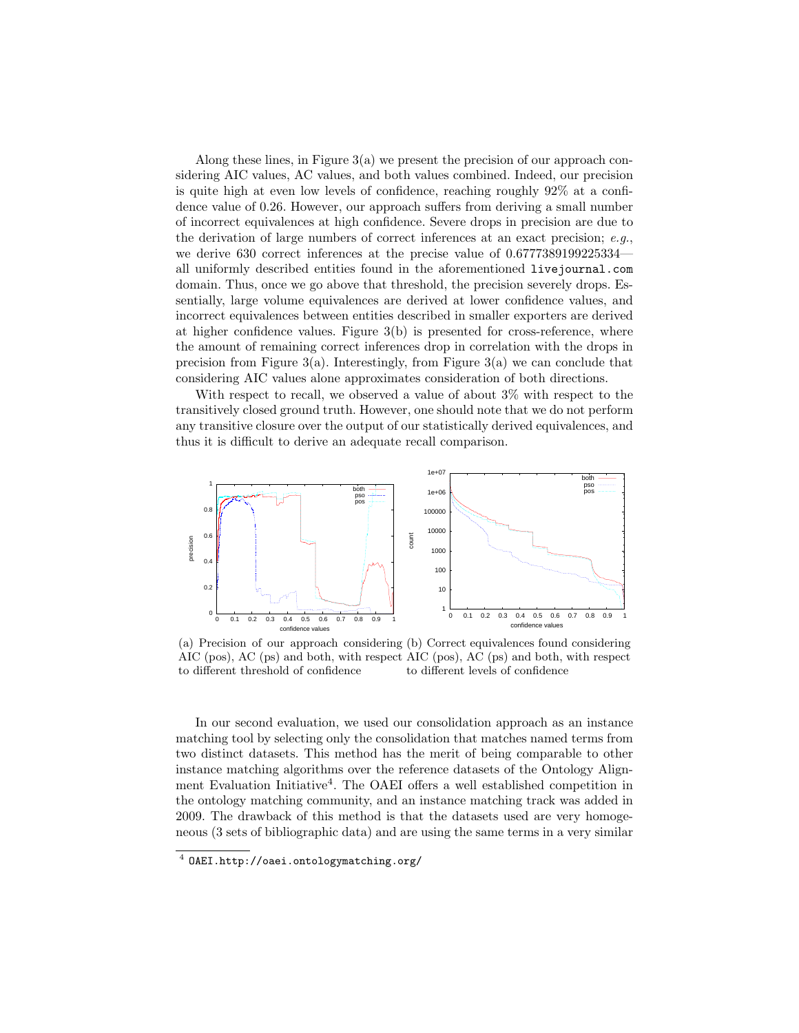Along these lines, in Figure 3(a) we present the precision of our approach considering AIC values, AC values, and both values combined. Indeed, our precision is quite high at even low levels of confidence, reaching roughly 92% at a confidence value of 0.26. However, our approach suffers from deriving a small number of incorrect equivalences at high confidence. Severe drops in precision are due to the derivation of large numbers of correct inferences at an exact precision; *e.g.*, we derive 630 correct inferences at the precise value of 0.6777389199225334—all uniformly described entities found in the aforementioned `livejournal.com` domain. Thus, once we go above that threshold, the precision severely drops. Essentially, large volume equivalences are derived at lower confidence values, and incorrect equivalences between entities described in smaller exporters are derived at higher confidence values. Figure 3(b) is presented for cross-reference, where the amount of remaining correct inferences drop in correlation with the drops in precision from Figure 3(a). Interestingly, from Figure 3(a) we can conclude that considering AIC values alone approximates consideration of both directions.

With respect to recall, we observed a value of about 3% with respect to the transitively closed ground truth. However, one should note that we do not perform any transitive closure over the output of our statistically derived equivalences, and thus it is difficult to derive an adequate recall comparison.

(a) Precision of our approach considering AIC (pos), AC (ps) and both, with respect to different threshold of confidence

(b) Correct equivalences found considering AIC (pos), AC (ps) and both, with respect to different levels of confidence

In our second evaluation, we used our consolidation approach as an instance matching tool by selecting only the consolidation that matches named terms from two distinct datasets. This method has the merit of being comparable to other instance matching algorithms over the reference datasets of the Ontology Alignment Evaluation Initiative[4]. The OAEI offers a well established competition in the ontology matching community, and an instance matching track was added in 2009. The drawback of this method is that the datasets used are very homogeneous (3 sets of bibliographic data) and are using the same terms in a very similar

[4] `OAEI. http://oaei.ontologymatching.org/`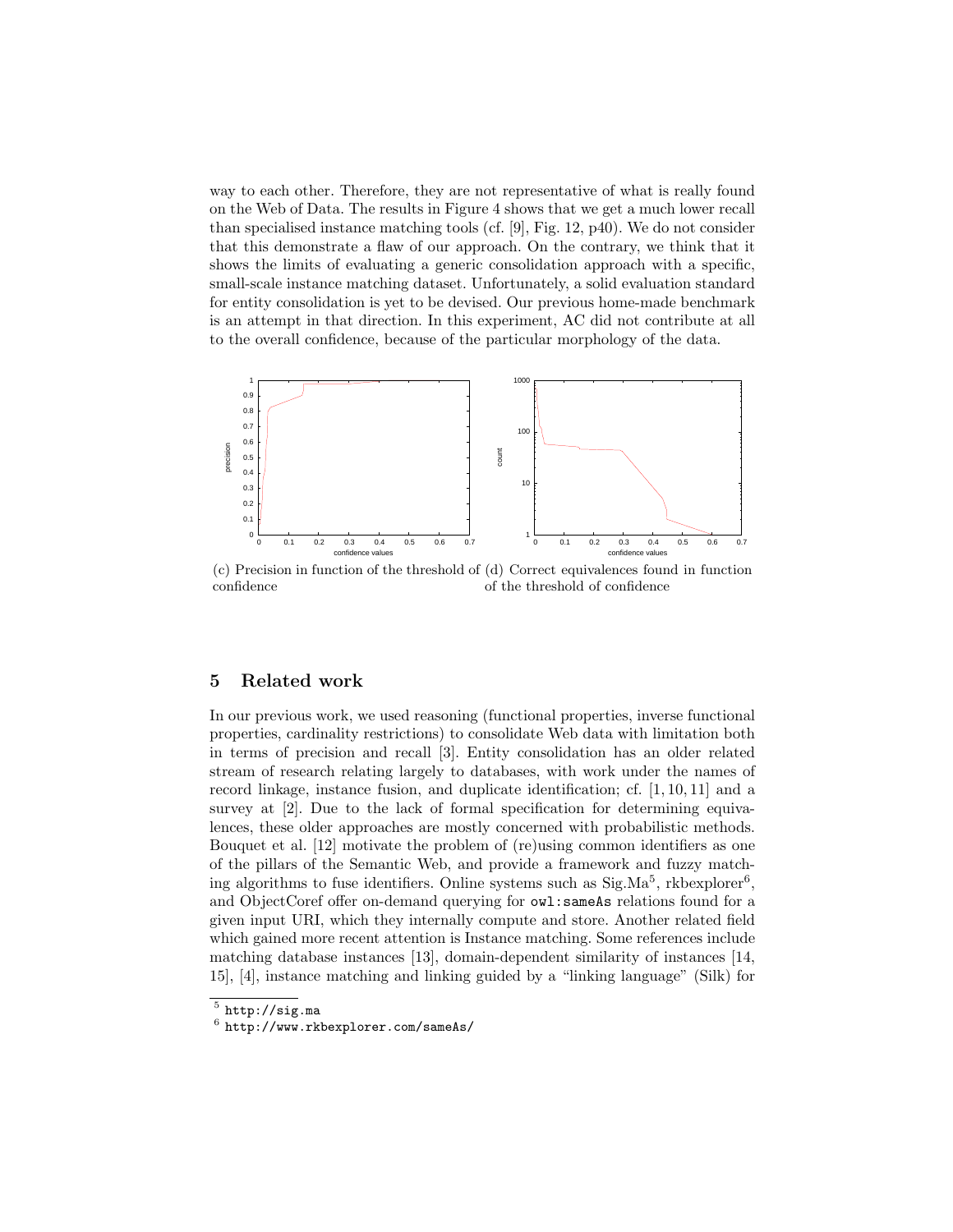way to each other. Therefore, they are not representative of what is really found on the Web of Data. The results in Figure 4 shows that we get a much lower recall than specialised instance matching tools (cf. [9], Fig. 12, p40). We do not consider that this demonstrate a flaw of our approach. On the contrary, we think that it shows the limits of evaluating a generic consolidation approach with a specific, small-scale instance matching dataset. Unfortunately, a solid evaluation standard for entity consolidation is yet to be devised. Our previous home-made benchmark is an attempt in that direction. In this experiment, AC did not contribute at all to the overall confidence, because of the particular morphology of the data.

(c) Precision in function of the threshold of confidence

(d) Correct equivalences found in function of the threshold of confidence

## 5 Related work

In our previous work, we used reasoning (functional properties, inverse functional properties, cardinality restrictions) to consolidate Web data with limitation both in terms of precision and recall [3]. Entity consolidation has an older related stream of research relating largely to databases, with work under the names of record linkage, instance fusion, and duplicate identification; cf. [1, 10, 11] and a survey at [2]. Due to the lack of formal specification for determining equivalences, these older approaches are mostly concerned with probabilistic methods. Bouquet et al. [12] motivate the problem of (re)using common identifiers as one of the pillars of the Semantic Web, and provide a framework and fuzzy matching algorithms to fuse identifiers. Online systems such as Sig.Ma[5], rkbexplorer[6], and ObjectCoref offer on-demand querying for `owl:sameAs` relations found for a given input URI, which they internally compute and store. Another related field which gained more recent attention is Instance matching. Some references include matching database instances [13], domain-dependent similarity of instances [14, 15], [4], instance matching and linking guided by a "linking language" (Silk) for

[5] `http://sig.ma`

[6] `http://www.rkbexplorer.com/sameAs/`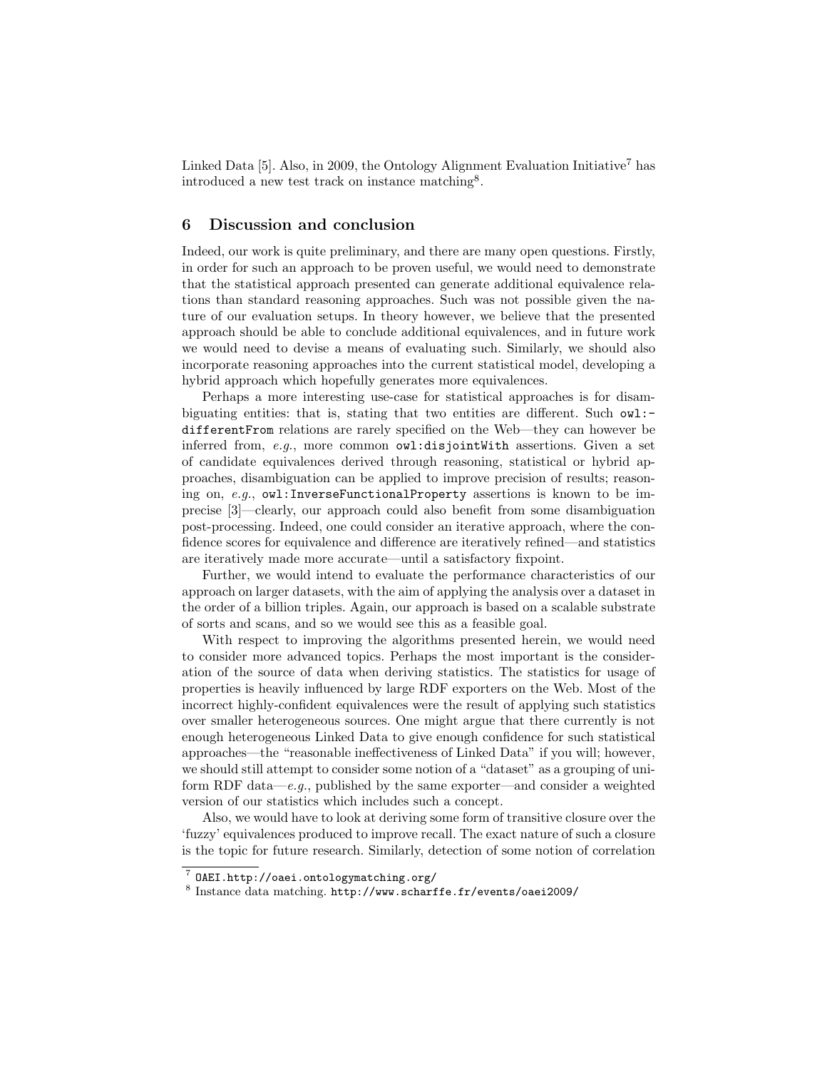Linked Data [5]. Also, in 2009, the Ontology Alignment Evaluation Initiative[7] has introduced a new test track on instance matching[8].

## 6 Discussion and conclusion

Indeed, our work is quite preliminary, and there are many open questions. Firstly, in order for such an approach to be proven useful, we would need to demonstrate that the statistical approach presented can generate additional equivalence relations than standard reasoning approaches. Such was not possible given the nature of our evaluation setups. In theory however, we believe that the presented approach should be able to conclude additional equivalences, and in future work we would need to devise a means of evaluating such. Similarly, we should also incorporate reasoning approaches into the current statistical model, developing a hybrid approach which hopefully generates more equivalences.

Perhaps a more interesting use-case for statistical approaches is for disambiguating entities: that is, stating that two entities are different. Such `owl:differentFrom` relations are rarely specified on the Web—they can however be inferred from, *e.g.*, more common `owl:disjointWith` assertions. Given a set of candidate equivalences derived through reasoning, statistical or hybrid approaches, disambiguation can be applied to improve precision of results; reasoning on, *e.g.*, `owl:InverseFunctionalProperty` assertions is known to be imprecise [3]—clearly, our approach could also benefit from some disambiguation post-processing. Indeed, one could consider an iterative approach, where the confidence scores for equivalence and difference are iteratively refined—and statistics are iteratively made more accurate—until a satisfactory fixpoint.

Further, we would intend to evaluate the performance characteristics of our approach on larger datasets, with the aim of applying the analysis over a dataset in the order of a billion triples. Again, our approach is based on a scalable substrate of sorts and scans, and so we would see this as a feasible goal.

With respect to improving the algorithms presented herein, we would need to consider more advanced topics. Perhaps the most important is the consideration of the source of data when deriving statistics. The statistics for usage of properties is heavily influenced by large RDF exporters on the Web. Most of the incorrect highly-confident equivalences were the result of applying such statistics over smaller heterogeneous sources. One might argue that there currently is not enough heterogeneous Linked Data to give enough confidence for such statistical approaches—the "reasonable ineffectiveness of Linked Data" if you will; however, we should still attempt to consider some notion of a "dataset" as a grouping of uniform RDF data—*e.g.*, published by the same exporter—and consider a weighted version of our statistics which includes such a concept.

Also, we would have to look at deriving some form of transitive closure over the 'fuzzy' equivalences produced to improve recall. The exact nature of such a closure is the topic for future research. Similarly, detection of some notion of correlation

[7] OAEI. http://oaei.ontologymatching.org/

[8] Instance data matching. http://www.scharffe.fr/events/oaei2009/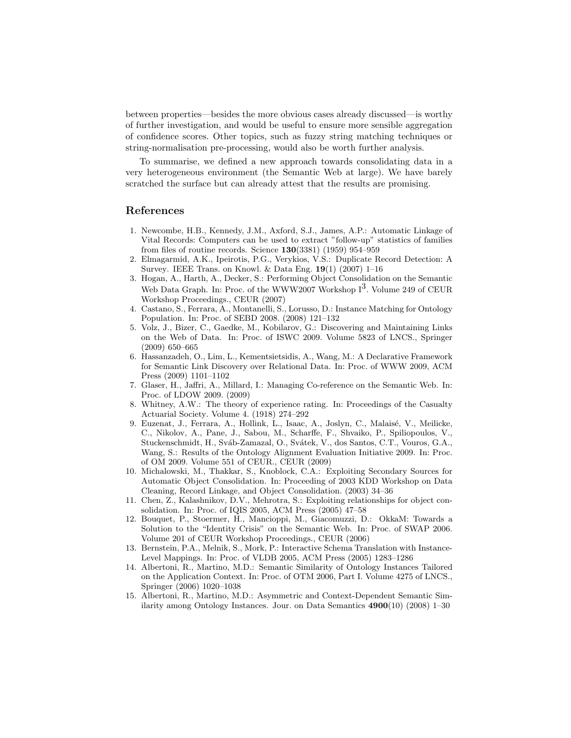between properties—besides the more obvious cases already discussed—is worthy of further investigation, and would be useful to ensure more sensible aggregation of confidence scores. Other topics, such as fuzzy string matching techniques or string-normalisation pre-processing, would also be worth further analysis.

To summarise, we defined a new approach towards consolidating data in a very heterogeneous environment (the Semantic Web at large). We have barely scratched the surface but can already attest that the results are promising.

## References

1. Newcombe, H.B., Kennedy, J.M., Axford, S.J., James, A.P.: Automatic Linkage of Vital Records: Computers can be used to extract "follow-up" statistics of families from files of routine records. Science **130**(3381) (1959) 954–959
2. Elmagarmid, A.K., Ipeirotis, P.G., Verykios, V.S.: Duplicate Record Detection: A Survey. IEEE Trans. on Knowl. & Data Eng. **19**(1) (2007) 1–16
3. Hogan, A., Harth, A., Decker, S.: Performing Object Consolidation on the Semantic Web Data Graph. In: Proc. of the WWW2007 Workshop $I^3$. Volume 249 of CEUR Workshop Proceedings., CEUR (2007)
4. Castano, S., Ferrara, A., Montanelli, S., Lorusso, D.: Instance Matching for Ontology Population. In: Proc. of SEBD 2008. (2008) 121–132
5. Volz, J., Bizer, C., Gaedke, M., Kobilarov, G.: Discovering and Maintaining Links on the Web of Data. In: Proc. of ISWC 2009. Volume 5823 of LNCS., Springer (2009) 650–665
6. Hassanzadeh, O., Lim, L., Kementsietsidis, A., Wang, M.: A Declarative Framework for Semantic Link Discovery over Relational Data. In: Proc. of WWW 2009, ACM Press (2009) 1101–1102
7. Glaser, H., Jaffri, A., Millard, I.: Managing Co-reference on the Semantic Web. In: Proc. of LDOW 2009. (2009)
8. Whitney, A.W.: The theory of experience rating. In: Proceedings of the Casualty Actuarial Society. Volume 4. (1918) 274–292
9. Euzenat, J., Ferrara, A., Hollink, L., Isaac, A., Joslyn, C., Malaisé, V., Meilicke, C., Nikolov, A., Pane, J., Sabou, M., Scharffe, F., Shvaiko, P., Spiliopoulos, V., Stuckenschmidt, H., Sváb-Zamazal, O., Svátek, V., dos Santos, C.T., Vouros, G.A., Wang, S.: Results of the Ontology Alignment Evaluation Initiative 2009. In: Proc. of OM 2009. Volume 551 of CEUR., CEUR (2009)
10. Michalowski, M., Thakkar, S., Knoblock, C.A.: Exploiting Secondary Sources for Automatic Object Consolidation. In: Proceeding of 2003 KDD Workshop on Data Cleaning, Record Linkage, and Object Consolidation. (2003) 34–36
11. Chen, Z., Kalashnikov, D.V., Mehrotra, S.: Exploiting relationships for object consolidation. In: Proc. of IQIS 2005, ACM Press (2005) 47–58
12. Bouquet, P., Stoermer, H., Mancioppi, M., Giacomuzzi, D.: OkkaM: Towards a Solution to the "Identity Crisis" on the Semantic Web. In: Proc. of SWAP 2006. Volume 201 of CEUR Workshop Proceedings., CEUR (2006)
13. Bernstein, P.A., Melnik, S., Mork, P.: Interactive Schema Translation with Instance-Level Mappings. In: Proc. of VLDB 2005, ACM Press (2005) 1283–1286
14. Albertoni, R., Martino, M.D.: Semantic Similarity of Ontology Instances Tailored on the Application Context. In: Proc. of OTM 2006, Part I. Volume 4275 of LNCS., Springer (2006) 1020–1038
15. Albertoni, R., Martino, M.D.: Asymmetric and Context-Dependent Semantic Similarity among Ontology Instances. Jour. on Data Semantics **4900**(10) (2008) 1–30